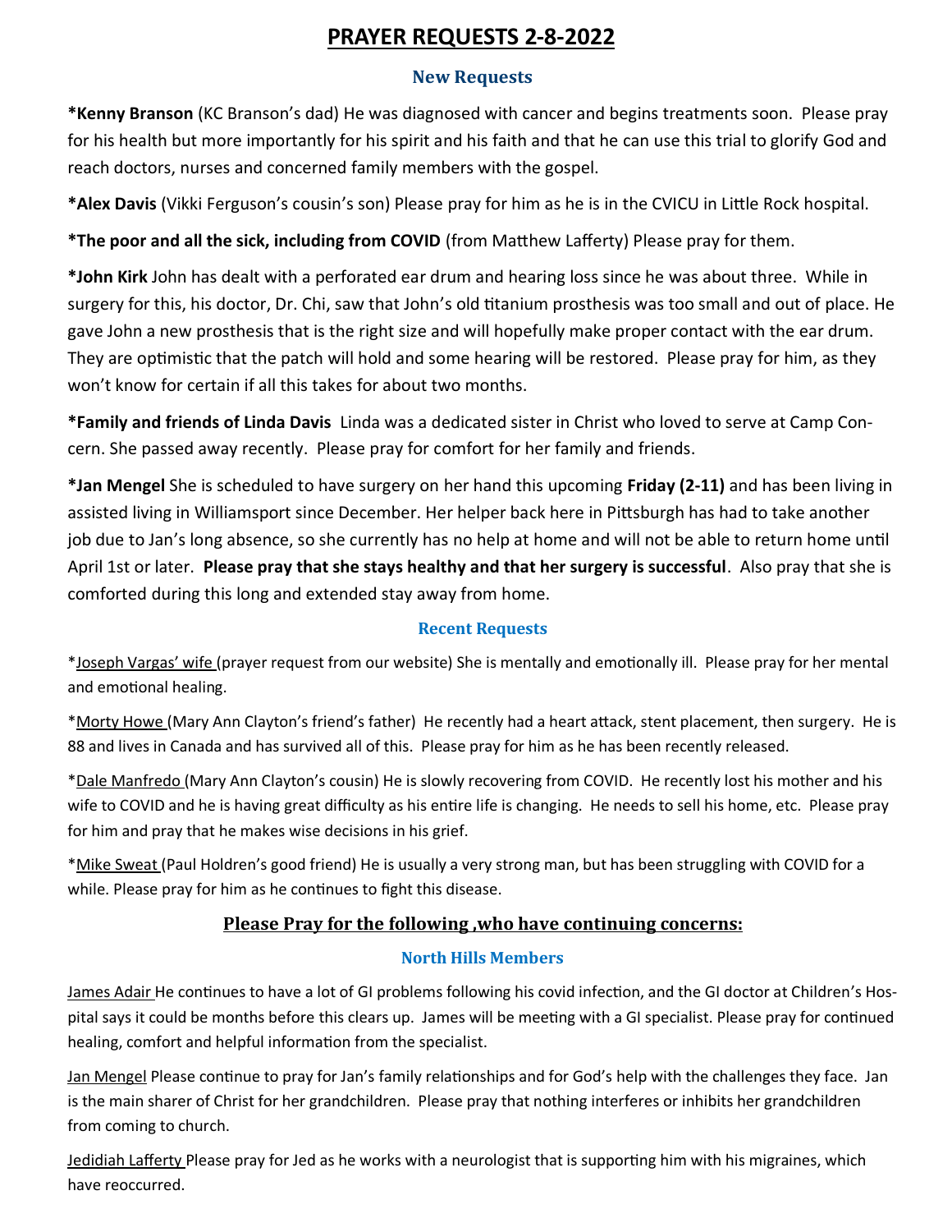# PRAYER REQUESTS 2-8-2022

## New Requests

**\*Kenny Branson** (KC Branson's dad) He was diagnosed with cancer and begins treatments soon. Please pray for his health but more importantly for his spirit and his faith and that he can use this trial to glorify God and reach doctors, nurses and concerned family members with the gospel.

**\*Alex Davis** (Vikki Ferguson's cousin's son) Please pray for him as he is in the CVICU in Little Rock hospital.

**\*The poor and all the sick, including from COVID** (from Matthew Lafferty) Please pray for them.

**\*John Kirk** John has dealt with a perforated ear drum and hearing loss since he was about three. While in surgery for this, his doctor, Dr. Chi, saw that John's old titanium prosthesis was too small and out of place. He gave John a new prosthesis that is the right size and will hopefully make proper contact with the ear drum. They are optimistic that the patch will hold and some hearing will be restored. Please pray for him, as they won't know for certain if all this takes for about two months.

**\*Family and friends of Linda Davis** Linda was a dedicated sister in Christ who loved to serve at Camp Concern. She passed away recently. Please pray for comfort for her family and friends.

**\*Jan Mengel** She is scheduled to have surgery on her hand this upcoming **Friday (2-11)** and has been living in assisted living in Williamsport since December. Her helper back here in Pittsburgh has had to take another job due to Jan's long absence, so she currently has no help at home and will not be able to return home until April 1st or later. **Please pray that she stays healthy and that her surgery is successful**. Also pray that she is comforted during this long and extended stay away from home.

## Recent Requests

\*Joseph Vargas' wife (prayer request from our website) She is mentally and emotionally ill. Please pray for her mental and emotional healing.

\*Morty Howe (Mary Ann Clayton's friend's father) He recently had a heart attack, stent placement, then surgery. He is 88 and lives in Canada and has survived all of this. Please pray for him as he has been recently released.

\*Dale Manfredo (Mary Ann Clayton's cousin) He is slowly recovering from COVID. He recently lost his mother and his wife to COVID and he is having great difficulty as his entire life is changing. He needs to sell his home, etc. Please pray for him and pray that he makes wise decisions in his grief.

\*Mike Sweat (Paul Holdren's good friend) He is usually a very strong man, but has been struggling with COVID for a while. Please pray for him as he continues to fight this disease.

## Please Pray for the following ,who have continuing concerns:

### North Hills Members

James Adair He continues to have a lot of GI problems following his covid infection, and the GI doctor at Children's Hospital says it could be months before this clears up. James will be meeting with a GI specialist. Please pray for continued healing, comfort and helpful information from the specialist.

Jan Mengel Please continue to pray for Jan's family relationships and for God's help with the challenges they face. Jan is the main sharer of Christ for her grandchildren. Please pray that nothing interferes or inhibits her grandchildren from coming to church.

Jedidiah Lafferty Please pray for Jed as he works with a neurologist that is supporting him with his migraines, which have reoccurred.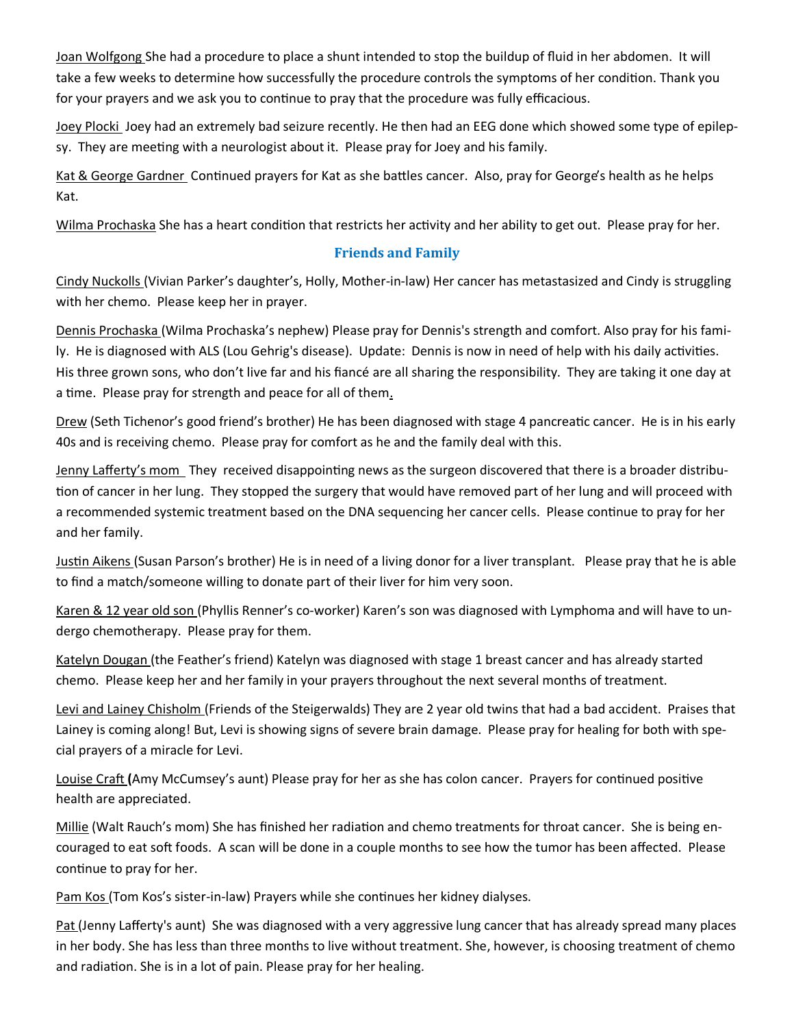<u>Joan Wolfgong</u> She had a procedure to place a shunt intended to stop the buildup of fluid in her abdomen. It will take a few weeks to determine how successfully the procedure controls the symptoms of her condition. Thank you for your prayers and we ask you to continue to pray that the procedure was fully efficacious.

<u>Joey Plocki</u> Joey had an extremely bad seizure recently. He then had an EEG done which showed some type of epilepsy. They are meeting with a neurologist about it. Please pray for Joey and his family.

<u>Kat & George Gardner</u> Continued prayers for Kat as she battles cancer. Also, pray for George's health as he helps Kat.

<u>Wilma Prochaska</u> She has a heart condition that restricts her activity and her ability to get out. Please pray for her.

## Friends and Family

<u>Cindy Nuckolls</u> (Vivian Parker's daughter's, Holly, Mother-in-law) Her cancer has metastasized and Cindy is struggling with her chemo. Please keep her in prayer.

<u>Dennis Prochaska</u> (Wilma Prochaska's nephew) Please pray for Dennis's strength and comfort. Also pray for his family. He is diagnosed with ALS (Lou Gehrig's disease). Update: Dennis is now in need of help with his daily activities. His three grown sons, who don't live far and his fiancé are all sharing the responsibility. They are taking it one day at a time. Please pray for strength and peace for all of them.

<u>Drew</u> (Seth Tichenor's good friend's brother) He has been diagnosed with stage 4 pancreatic cancer. He is in his early 40s and is receiving chemo. Please pray for comfort as he and the family deal with this.

<u>Jenny Lafferty's mom</u> They received disappointing news as the surgeon discovered that there is a broader distribution of cancer in her lung. They stopped the surgery that would have removed part of her lung and will proceed with a recommended systemic treatment based on the DNA sequencing her cancer cells. Please continue to pray for her and her family.

<u>Justin Aikens</u> (Susan Parson's brother) He is in need of a living donor for a liver transplant. Please pray that he is able to find a match/someone willing to donate part of their liver for him very soon.

<u>Karen & 12 year old son</u> (Phyllis Renner's co-worker) Karen's son was diagnosed with Lymphoma and will have to undergo chemotherapy. Please pray for them.

<u>Katelyn Dougan</u> (the Feather's friend) Katelyn was diagnosed with stage 1 breast cancer and has already started chemo. Please keep her and her family in your prayers throughout the next several months of treatment.

<u>Levi and Lainey Chisholm</u> (Friends of the Steigerwalds) They are 2 year old twins that had a bad accident. Praises that Lainey is coming along! But, Levi is showing signs of severe brain damage. Please pray for healing for both with special prayers of a miracle for Levi.

<u>Louise Craft</u> **(**Amy McCumsey's aunt) Please pray for her as she has colon cancer. Prayers for continued positive health are appreciated.

<u>Millie</u> (Walt Rauch's mom) She has finished her radiation and chemo treatments for throat cancer. She is being encouraged to eat soft foods. A scan will be done in a couple months to see how the tumor has been affected. Please continue to pray for her.

<u>Pam Kos</u> (Tom Kos's sister-in-law) Prayers while she continues her kidney dialyses.

<u>Pat</u> (Jenny Lafferty's aunt) She was diagnosed with a very aggressive lung cancer that has already spread many places in her body. She has less than three months to live without treatment. She, however, is choosing treatment of chemo and radiation. She is in a lot of pain. Please pray for her healing.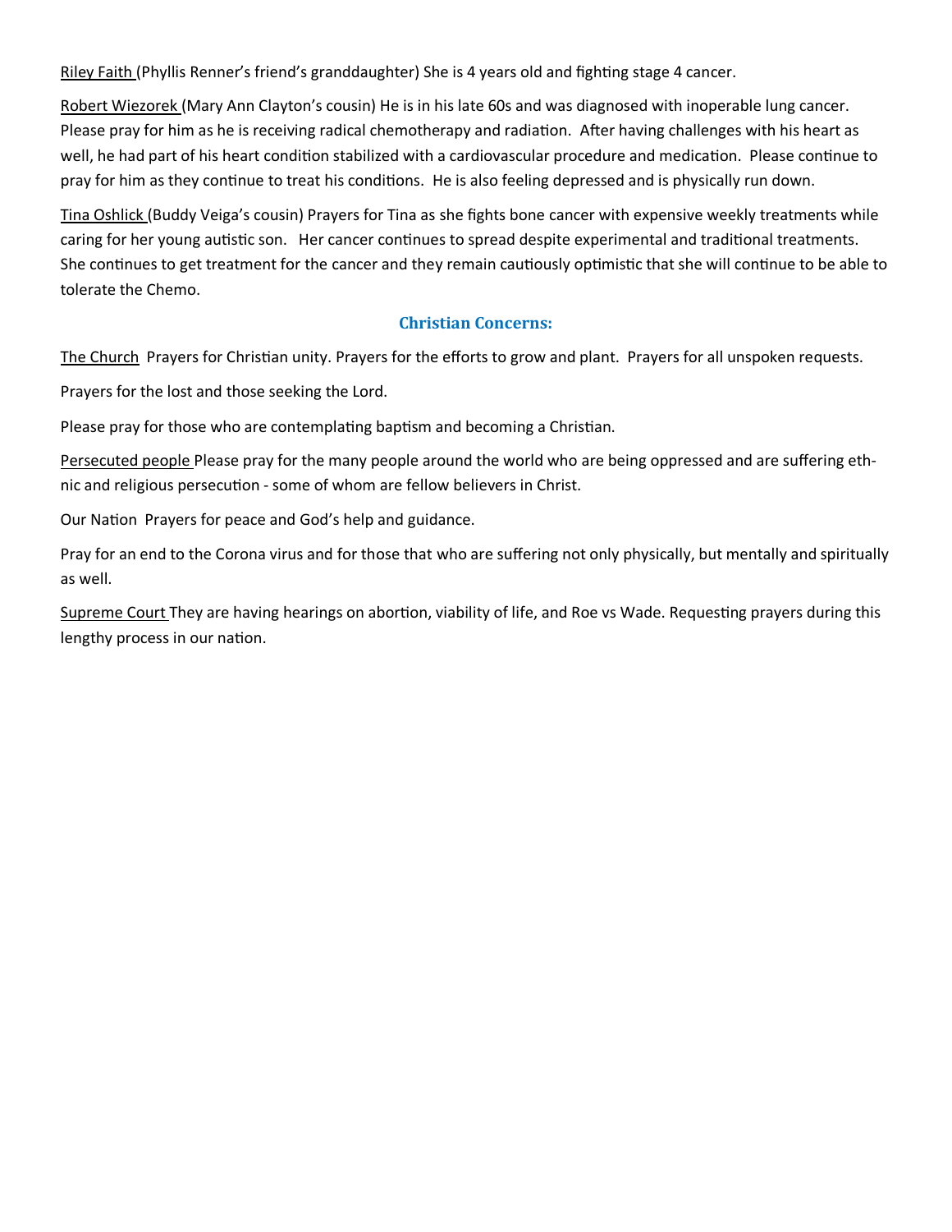Riley Faith (Phyllis Renner's friend's granddaughter) She is 4 years old and fighting stage 4 cancer.

Robert Wiezorek (Mary Ann Clayton's cousin) He is in his late 60s and was diagnosed with inoperable lung cancer. Please pray for him as he is receiving radical chemotherapy and radiation. After having challenges with his heart as well, he had part of his heart condition stabilized with a cardiovascular procedure and medication. Please continue to pray for him as they continue to treat his conditions. He is also feeling depressed and is physically run down.

Tina Oshlick (Buddy Veiga's cousin) Prayers for Tina as she fights bone cancer with expensive weekly treatments while caring for her young autistic son. Her cancer continues to spread despite experimental and traditional treatments. She continues to get treatment for the cancer and they remain cautiously optimistic that she will continue to be able to tolerate the Chemo.

## Christian Concerns:

The Church Prayers for Christian unity. Prayers for the efforts to grow and plant. Prayers for all unspoken requests.

Prayers for the lost and those seeking the Lord.

Please pray for those who are contemplating baptism and becoming a Christian.

Persecuted people Please pray for the many people around the world who are being oppressed and are suffering ethnic and religious persecution - some of whom are fellow believers in Christ.

Our Nation Prayers for peace and God's help and guidance.

Pray for an end to the Corona virus and for those that who are suffering not only physically, but mentally and spiritually as well.

Supreme Court They are having hearings on abortion, viability of life, and Roe vs Wade. Requesting prayers during this lengthy process in our nation.